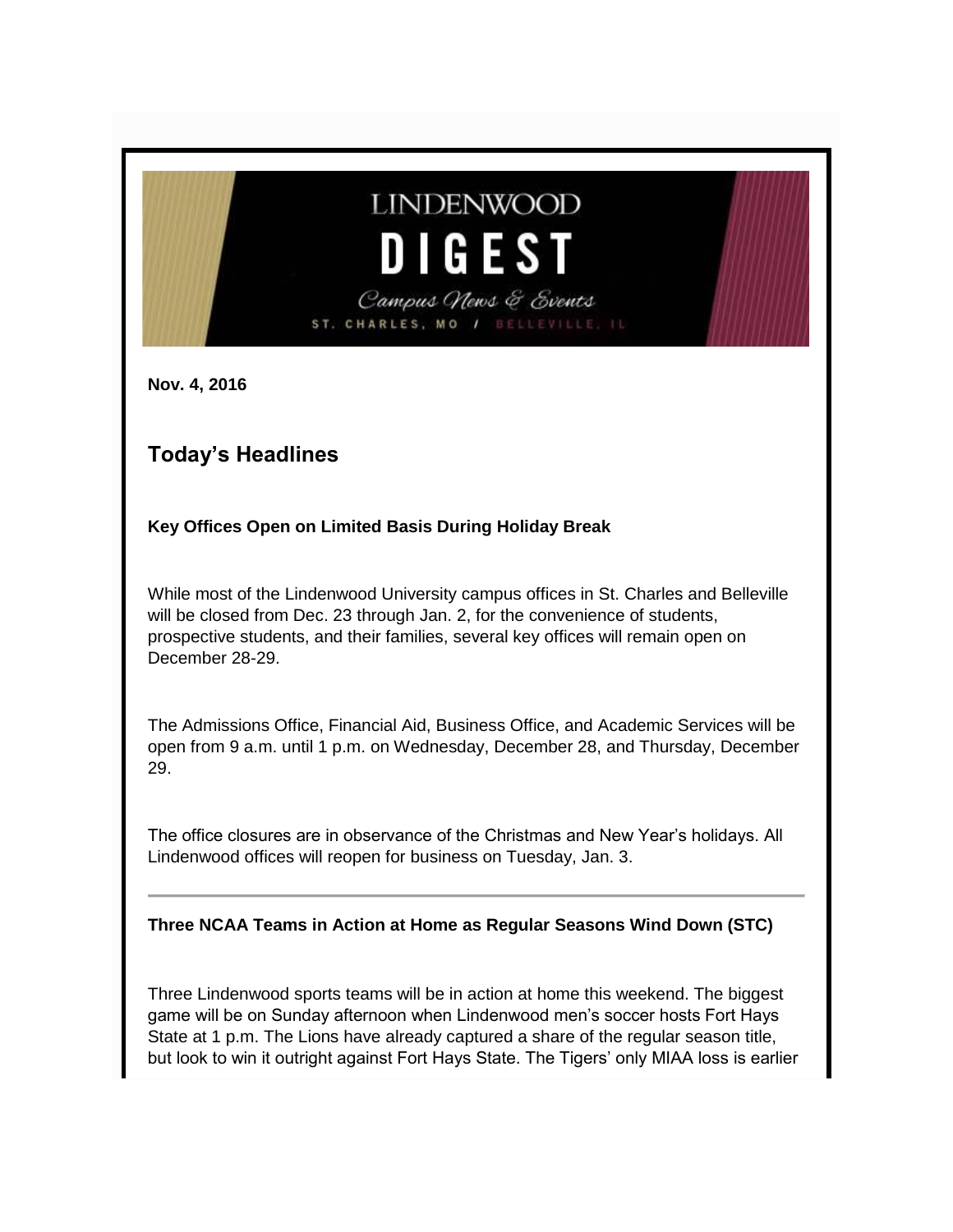# LINDENWOOD DIGEST

*Campus News & Events*

ST. CHARLES, MO / BELLEVILLE, IL

**Nov. 4, 2016**

## Today's Headlines

**Key Offices Open on Limited Basis During Holiday Break**

While most of the Lindenwood University campus offices in St. Charles and Belleville will be closed from Dec. 23 through Jan. 2, for the convenience of students, prospective students, and their families, several key offices will remain open on December 28-29.

The Admissions Office, Financial Aid, Business Office, and Academic Services will be open from 9 a.m. until 1 p.m. on Wednesday, December 28, and Thursday, December 29.

The office closures are in observance of the Christmas and New Year's holidays. All Lindenwood offices will reopen for business on Tuesday, Jan. 3.

---

**Three NCAA Teams in Action at Home as Regular Seasons Wind Down (STC)**

Three Lindenwood sports teams will be in action at home this weekend. The biggest game will be on Sunday afternoon when Lindenwood men's soccer hosts Fort Hays State at 1 p.m. The Lions have already captured a share of the regular season title, but look to win it outright against Fort Hays State. The Tigers' only MIAA loss is earlier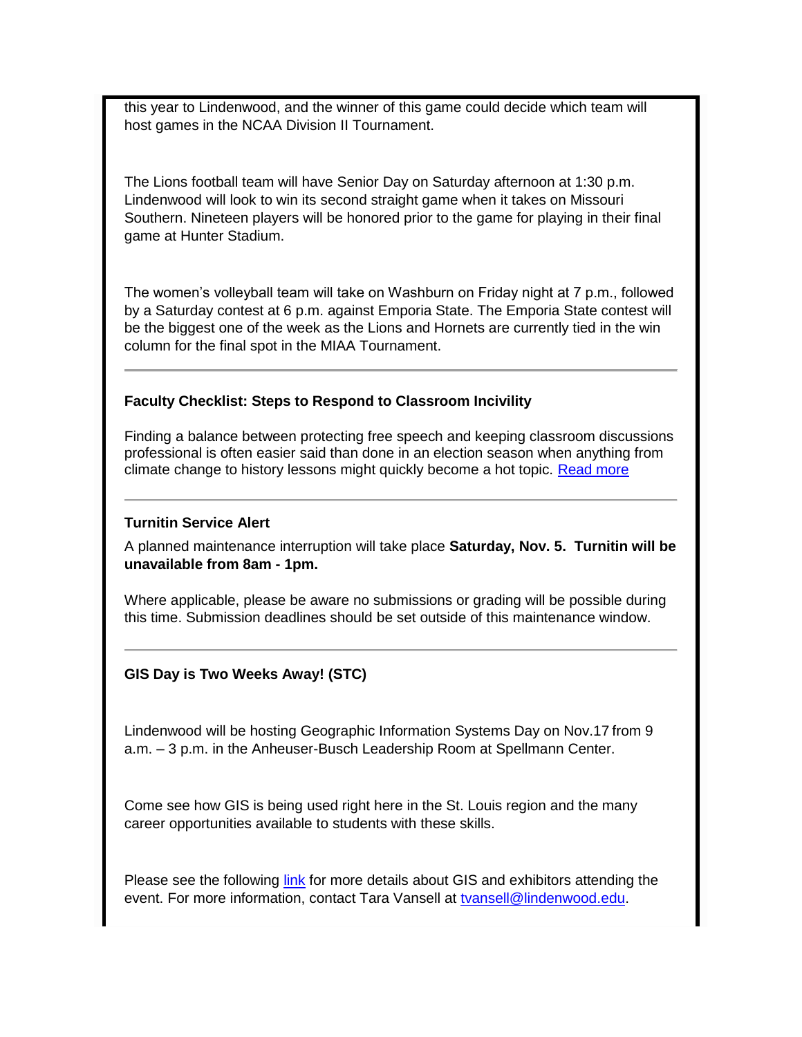this year to Lindenwood, and the winner of this game could decide which team will host games in the NCAA Division II Tournament.

The Lions football team will have Senior Day on Saturday afternoon at 1:30 p.m. Lindenwood will look to win its second straight game when it takes on Missouri Southern. Nineteen players will be honored prior to the game for playing in their final game at Hunter Stadium.

The women's volleyball team will take on Washburn on Friday night at 7 p.m., followed by a Saturday contest at 6 p.m. against Emporia State. The Emporia State contest will be the biggest one of the week as the Lions and Hornets are currently tied in the win column for the final spot in the MIAA Tournament.

---

**Faculty Checklist: Steps to Respond to Classroom Incivility**

Finding a balance between protecting free speech and keeping classroom discussions professional is often easier said than done in an election season when anything from climate change to history lessons might quickly become a hot topic. Read more

---

**Turnitin Service Alert**

A planned maintenance interruption will take place **Saturday, Nov. 5. Turnitin will be unavailable from 8am - 1pm.**

Where applicable, please be aware no submissions or grading will be possible during this time. Submission deadlines should be set outside of this maintenance window.

---

**GIS Day is Two Weeks Away! (STC)**

Lindenwood will be hosting Geographic Information Systems Day on Nov.17 from 9 a.m. – 3 p.m. in the Anheuser-Busch Leadership Room at Spellmann Center.

Come see how GIS is being used right here in the St. Louis region and the many career opportunities available to students with these skills.

Please see the following link for more details about GIS and exhibitors attending the event. For more information, contact Tara Vansell at tvansell@lindenwood.edu.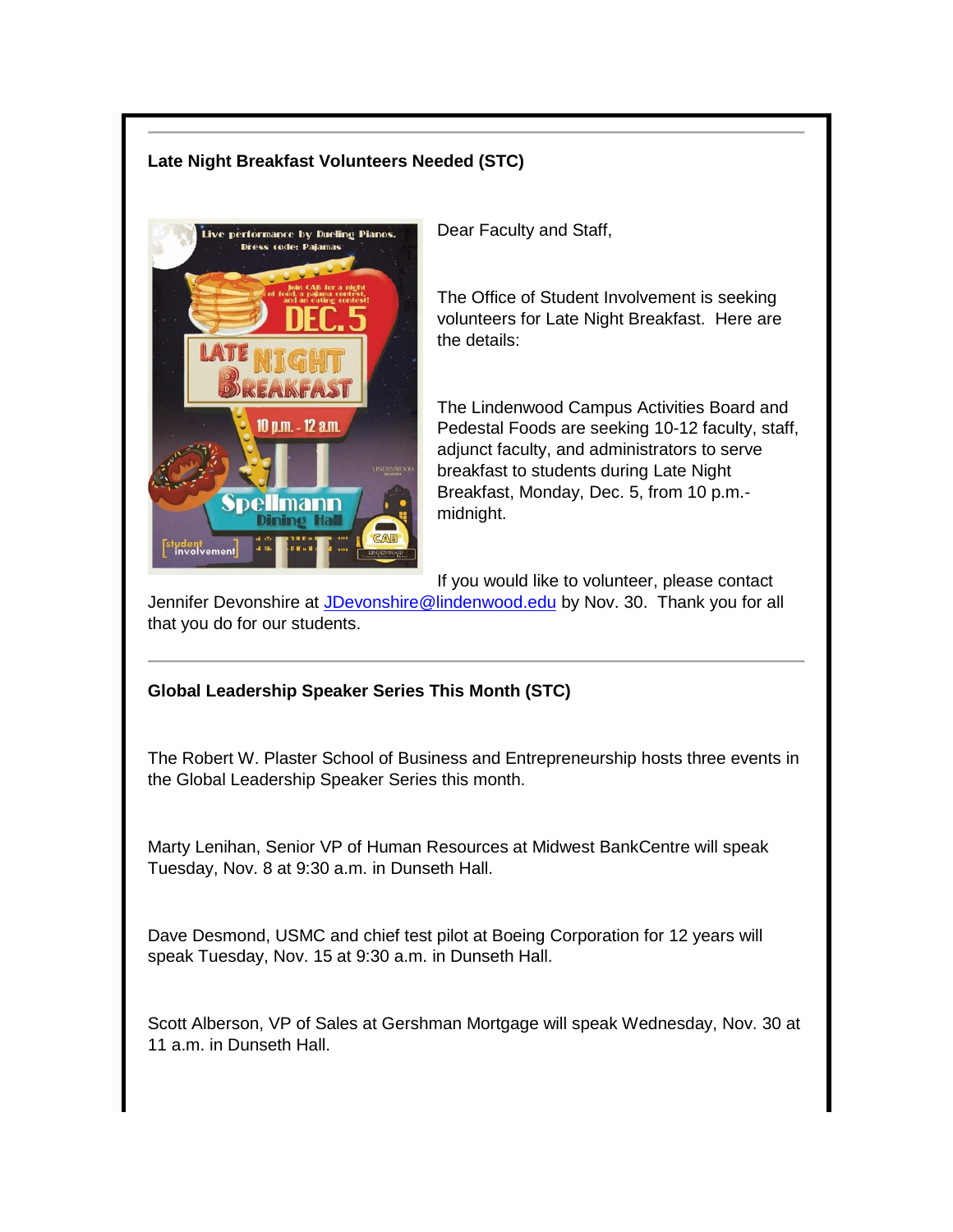---

**Late Night Breakfast Volunteers Needed (STC)**

Dear Faculty and Staff,

The Office of Student Involvement is seeking volunteers for Late Night Breakfast. Here are the details:

The Lindenwood Campus Activities Board and Pedestal Foods are seeking 10-12 faculty, staff, adjunct faculty, and administrators to serve breakfast to students during Late Night Breakfast, Monday, Dec. 5, from 10 p.m.-midnight.

If you would like to volunteer, please contact Jennifer Devonshire at [JDevonshire@lindenwood.edu](mailto:JDevonshire@lindenwood.edu) by Nov. 30. Thank you for all that you do for our students.

---

**Global Leadership Speaker Series This Month (STC)**

The Robert W. Plaster School of Business and Entrepreneurship hosts three events in the Global Leadership Speaker Series this month.

Marty Lenihan, Senior VP of Human Resources at Midwest BankCentre will speak Tuesday, Nov. 8 at 9:30 a.m. in Dunseth Hall.

Dave Desmond, USMC and chief test pilot at Boeing Corporation for 12 years will speak Tuesday, Nov. 15 at 9:30 a.m. in Dunseth Hall.

Scott Alberson, VP of Sales at Gershman Mortgage will speak Wednesday, Nov. 30 at 11 a.m. in Dunseth Hall.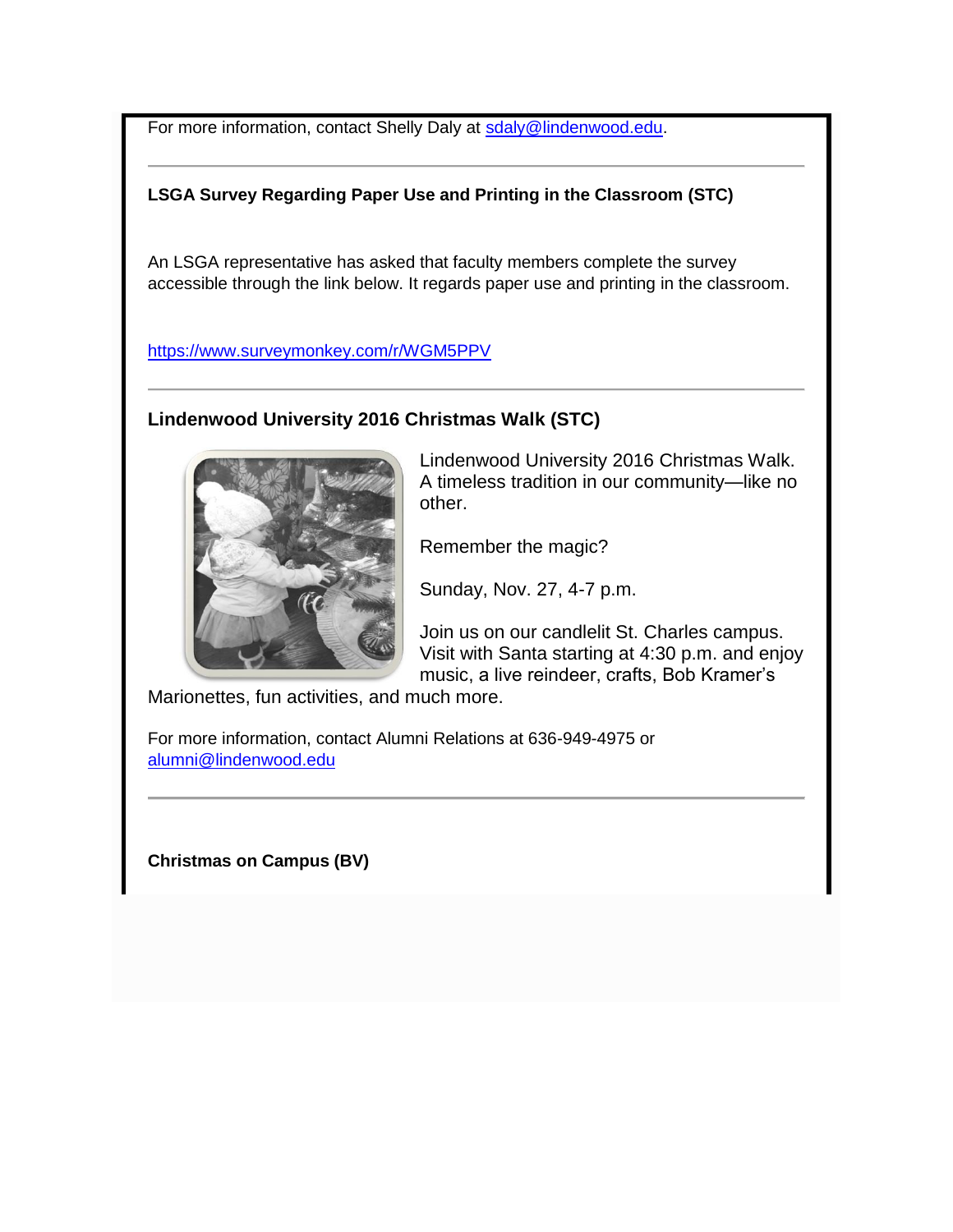For more information, contact Shelly Daly at sdaly@lindenwood.edu.

---

**LSGA Survey Regarding Paper Use and Printing in the Classroom (STC)**

An LSGA representative has asked that faculty members complete the survey accessible through the link below. It regards paper use and printing in the classroom.

https://www.surveymonkey.com/r/WGM5PPV

---

**Lindenwood University 2016 Christmas Walk (STC)**

Lindenwood University 2016 Christmas Walk. A timeless tradition in our community—like no other.

Remember the magic?

Sunday, Nov. 27, 4-7 p.m.

Join us on our candlelit St. Charles campus. Visit with Santa starting at 4:30 p.m. and enjoy music, a live reindeer, crafts, Bob Kramer's Marionettes, fun activities, and much more.

For more information, contact Alumni Relations at 636-949-4975 or alumni@lindenwood.edu

---

**Christmas on Campus (BV)**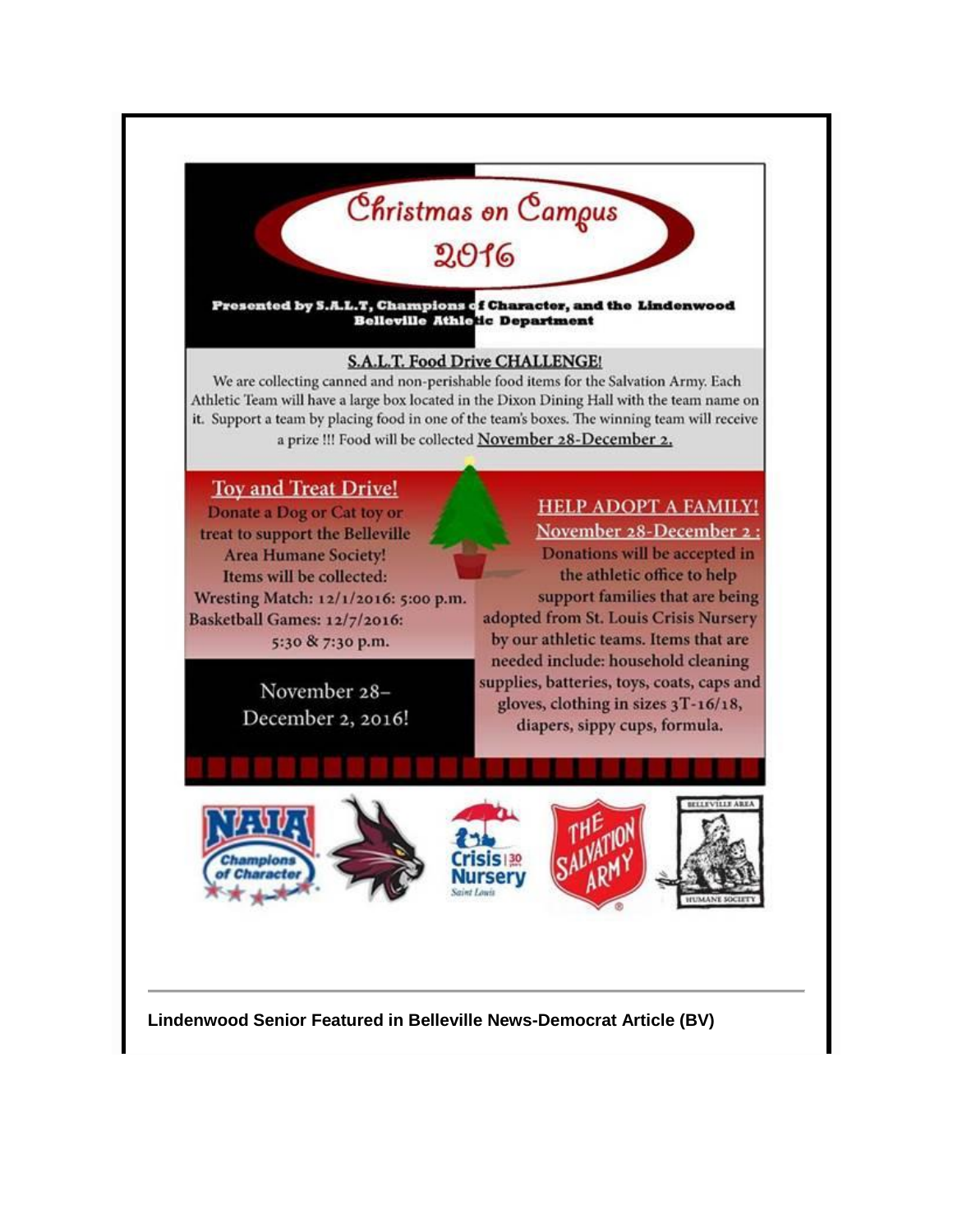# Christmas on Campus 2016

**Presented by S.A.L.T, Champions of Character, and the Lindenwood Belleville Athletic Department**

## S.A.L.T. Food Drive CHALLENGE!

We are collecting canned and non-perishable food items for the Salvation Army. Each Athletic Team will have a large box located in the Dixon Dining Hall with the team name on it. Support a team by placing food in one of the team's boxes. The winning team will receive a prize !!! Food will be collected November 28-December 2.

## Toy and Treat Drive!

Donate a Dog or Cat toy or treat to support the Belleville Area Humane Society!

Items will be collected:

Wresting Match: 12/1/2016: 5:00 p.m.

Basketball Games: 12/7/2016: 5:30 & 7:30 p.m.

November 28– December 2, 2016!

## HELP ADOPT A FAMILY!

November 28-December 2 :

Donations will be accepted in the athletic office to help support families that are being adopted from St. Louis Crisis Nursery by our athletic teams. Items that are needed include: household cleaning supplies, batteries, toys, coats, caps and gloves, clothing in sizes 3T-16/18, diapers, sippy cups, formula.

NAIA Champions of Character | Crisis Nursery Saint Louis | The Salvation Army | Belleville Area Humane Society

---

**Lindenwood Senior Featured in Belleville News-Democrat Article (BV)**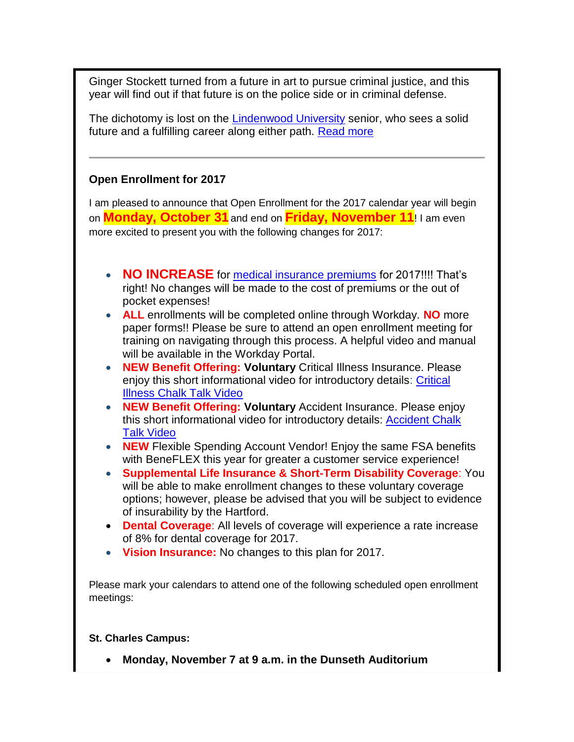Ginger Stockett turned from a future in art to pursue criminal justice, and this year will find out if that future is on the police side or in criminal defense.

The dichotomy is lost on the Lindenwood University senior, who sees a solid future and a fulfilling career along either path. Read more

---

### Open Enrollment for 2017

I am pleased to announce that Open Enrollment for the 2017 calendar year will begin on **Monday, October 31** and end on **Friday, November 11**! I am even more excited to present you with the following changes for 2017:

- **NO INCREASE** for medical insurance premiums for 2017!!!! That's right! No changes will be made to the cost of premiums or the out of pocket expenses!
- **ALL** enrollments will be completed online through Workday. **NO** more paper forms!! Please be sure to attend an open enrollment meeting for training on navigating through this process. A helpful video and manual will be available in the Workday Portal.
- **NEW Benefit Offering:** **Voluntary** Critical Illness Insurance. Please enjoy this short informational video for introductory details: Critical Illness Chalk Talk Video
- **NEW Benefit Offering:** **Voluntary** Accident Insurance. Please enjoy this short informational video for introductory details: Accident Chalk Talk Video
- **NEW** Flexible Spending Account Vendor! Enjoy the same FSA benefits with BeneFLEX this year for greater a customer service experience!
- **Supplemental Life Insurance & Short-Term Disability Coverage**: You will be able to make enrollment changes to these voluntary coverage options; however, please be advised that you will be subject to evidence of insurability by the Hartford.
- **Dental Coverage**: All levels of coverage will experience a rate increase of 8% for dental coverage for 2017.
- **Vision Insurance:** No changes to this plan for 2017.

Please mark your calendars to attend one of the following scheduled open enrollment meetings:

**St. Charles Campus:**

- **Monday, November 7 at 9 a.m. in the Dunseth Auditorium**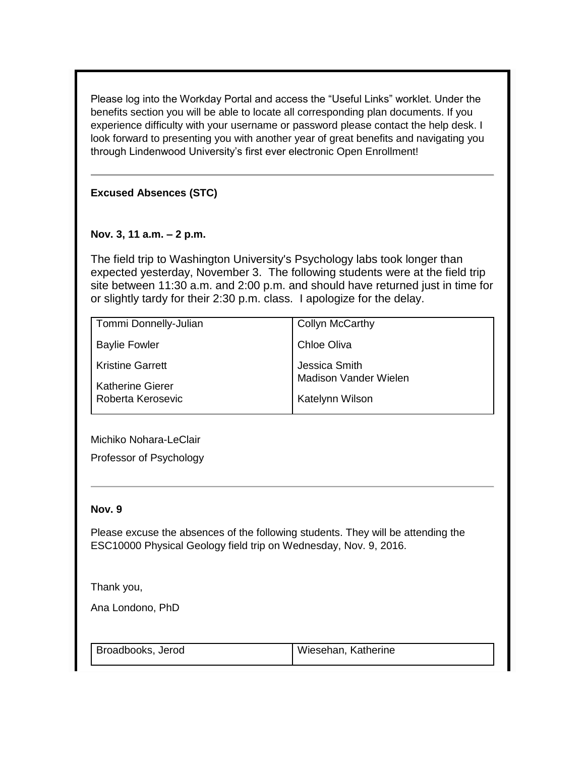Please log into the Workday Portal and access the "Useful Links" worklet. Under the benefits section you will be able to locate all corresponding plan documents. If you experience difficulty with your username or password please contact the help desk. I look forward to presenting you with another year of great benefits and navigating you through Lindenwood University's first ever electronic Open Enrollment!

---

**Excused Absences (STC)**

**Nov. 3, 11 a.m. – 2 p.m.**

The field trip to Washington University's Psychology labs took longer than expected yesterday, November 3. The following students were at the field trip site between 11:30 a.m. and 2:00 p.m. and should have returned just in time for or slightly tardy for their 2:30 p.m. class. I apologize for the delay.

| | |
|---|---|
| Tommi Donnelly-Julian | Collyn McCarthy |
| Baylie Fowler | Chloe Oliva |
| Kristine Garrett | Jessica Smith |
| Katherine Gierer | Madison Vander Wielen |
| Roberta Kerosevic | Katelynn Wilson |

Michiko Nohara-LeClair

Professor of Psychology

---

**Nov. 9**

Please excuse the absences of the following students. They will be attending the ESC10000 Physical Geology field trip on Wednesday, Nov. 9, 2016.

Thank you,

Ana Londono, PhD

| | |
|---|---|
| Broadbooks, Jerod | Wiesehan, Katherine |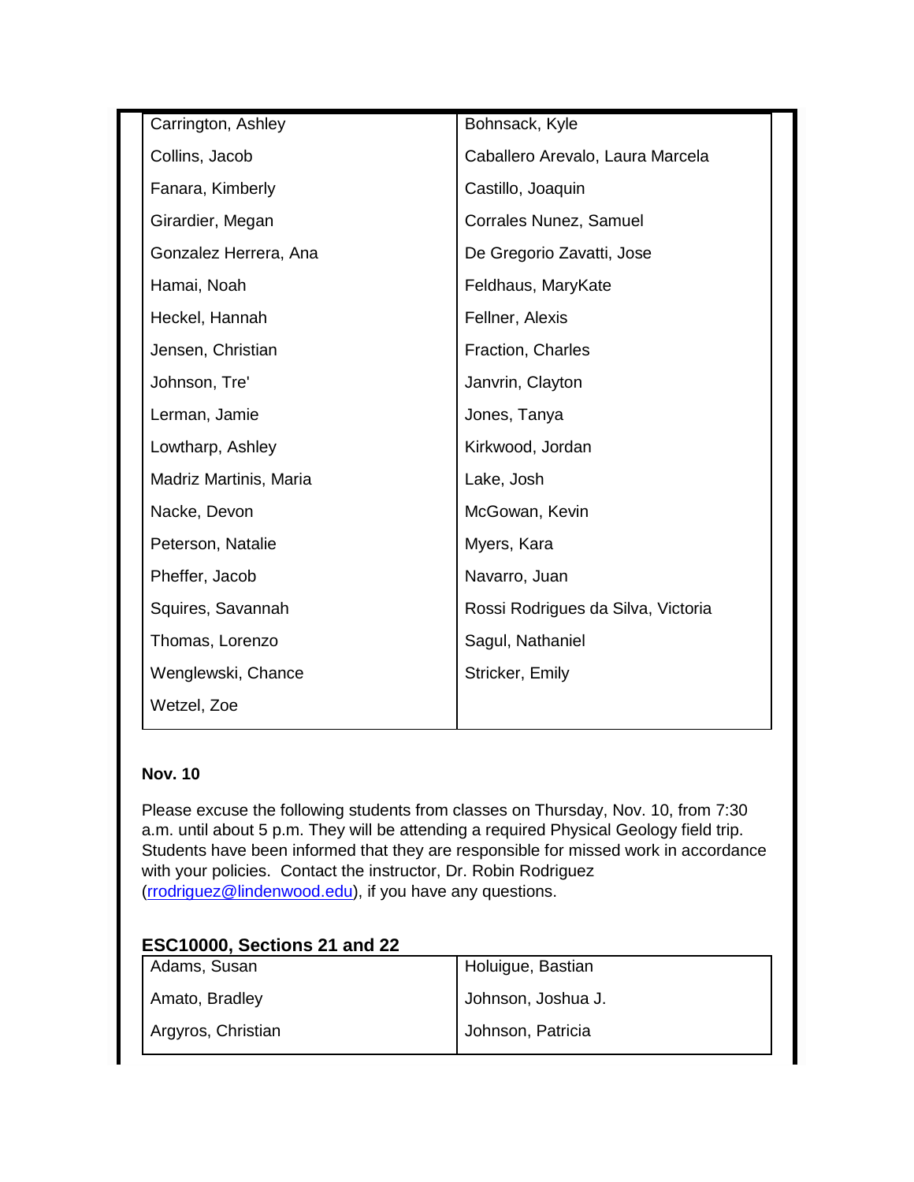| | |
|---|---|
| Carrington, Ashley | Bohnsack, Kyle |
| Collins, Jacob | Caballero Arevalo, Laura Marcela |
| Fanara, Kimberly | Castillo, Joaquin |
| Girardier, Megan | Corrales Nunez, Samuel |
| Gonzalez Herrera, Ana | De Gregorio Zavatti, Jose |
| Hamai, Noah | Feldhaus, MaryKate |
| Heckel, Hannah | Fellner, Alexis |
| Jensen, Christian | Fraction, Charles |
| Johnson, Tre' | Janvrin, Clayton |
| Lerman, Jamie | Jones, Tanya |
| Lowtharp, Ashley | Kirkwood, Jordan |
| Madriz Martinis, Maria | Lake, Josh |
| Nacke, Devon | McGowan, Kevin |
| Peterson, Natalie | Myers, Kara |
| Pheffer, Jacob | Navarro, Juan |
| Squires, Savannah | Rossi Rodrigues da Silva, Victoria |
| Thomas, Lorenzo | Sagul, Nathaniel |
| Wenglewski, Chance | Stricker, Emily |
| Wetzel, Zoe | |

**Nov. 10**

Please excuse the following students from classes on Thursday, Nov. 10, from 7:30 a.m. until about 5 p.m. They will be attending a required Physical Geology field trip. Students have been informed that they are responsible for missed work in accordance with your policies. Contact the instructor, Dr. Robin Rodriguez (rrodriguez@lindenwood.edu), if you have any questions.

**ESC10000, Sections 21 and 22**

| | |
|---|---|
| Adams, Susan | Holuigue, Bastian |
| Amato, Bradley | Johnson, Joshua J. |
| Argyros, Christian | Johnson, Patricia |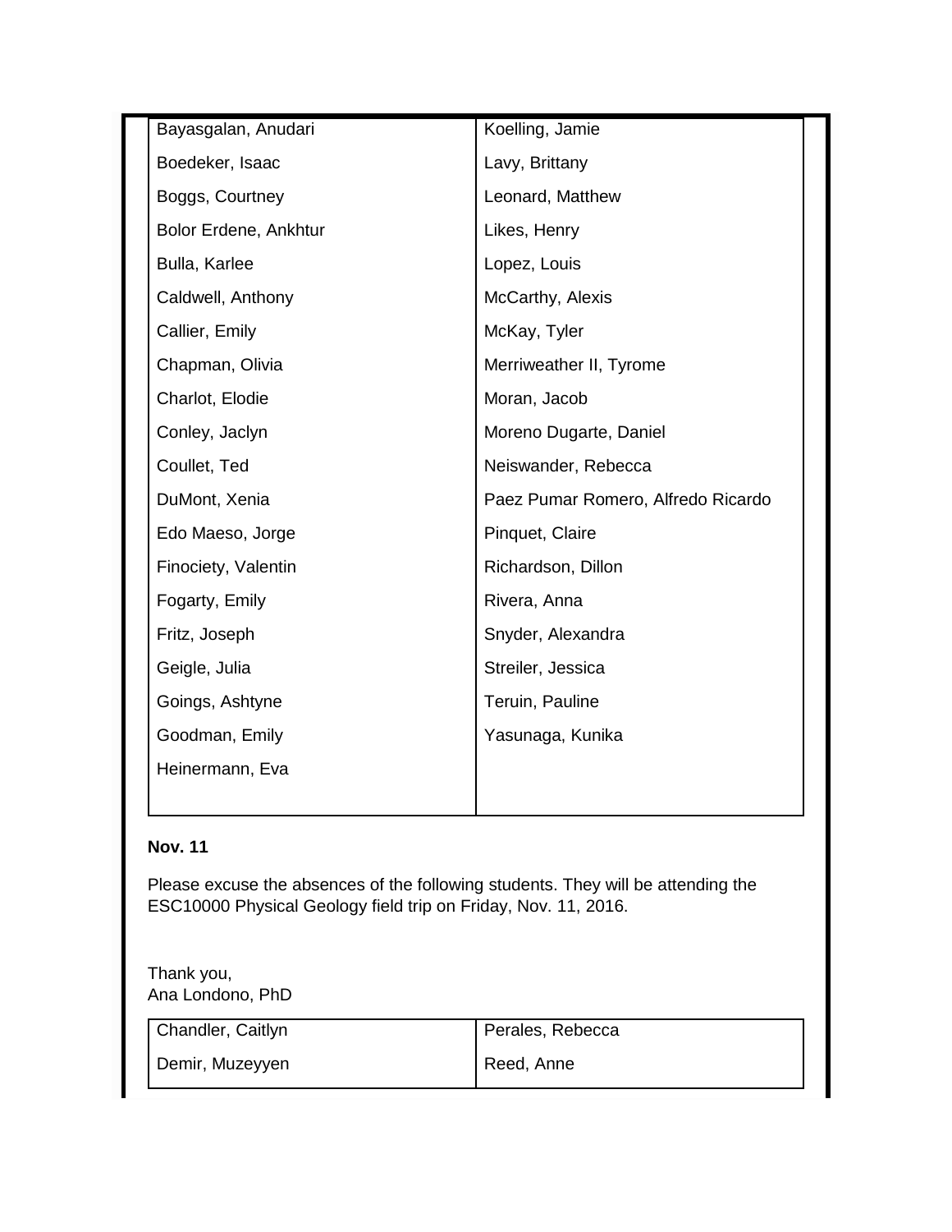| | |
|---|---|
| Bayasgalan, Anudari | Koelling, Jamie |
| Boedeker, Isaac | Lavy, Brittany |
| Boggs, Courtney | Leonard, Matthew |
| Bolor Erdene, Ankhtur | Likes, Henry |
| Bulla, Karlee | Lopez, Louis |
| Caldwell, Anthony | McCarthy, Alexis |
| Callier, Emily | McKay, Tyler |
| Chapman, Olivia | Merriweather II, Tyrome |
| Charlot, Elodie | Moran, Jacob |
| Conley, Jaclyn | Moreno Dugarte, Daniel |
| Coullet, Ted | Neiswander, Rebecca |
| DuMont, Xenia | Paez Pumar Romero, Alfredo Ricardo |
| Edo Maeso, Jorge | Pinquet, Claire |
| Finociety, Valentin | Richardson, Dillon |
| Fogarty, Emily | Rivera, Anna |
| Fritz, Joseph | Snyder, Alexandra |
| Geigle, Julia | Streiler, Jessica |
| Goings, Ashtyne | Teruin, Pauline |
| Goodman, Emily | Yasunaga, Kunika |
| Heinermann, Eva | |

**Nov. 11**

Please excuse the absences of the following students. They will be attending the ESC10000 Physical Geology field trip on Friday, Nov. 11, 2016.

Thank you,
Ana Londono, PhD

| | |
|---|---|
| Chandler, Caitlyn | Perales, Rebecca |
| Demir, Muzeyyen | Reed, Anne |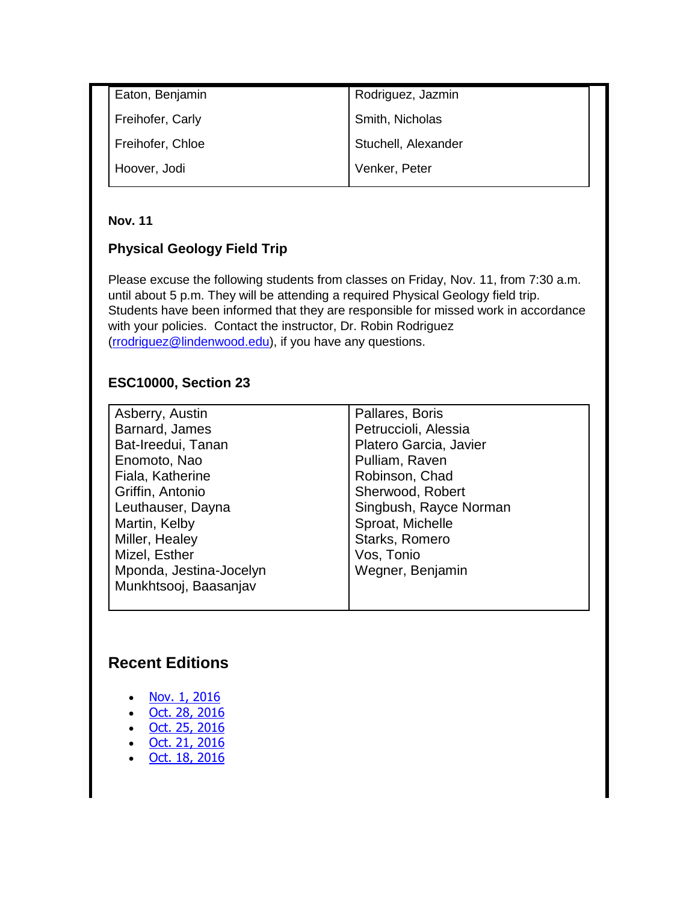| | |
|---|---|
| Eaton, Benjamin | Rodriguez, Jazmin |
| Freihofer, Carly | Smith, Nicholas |
| Freihofer, Chloe | Stuchell, Alexander |
| Hoover, Jodi | Venker, Peter |

**Nov. 11**

**Physical Geology Field Trip**

Please excuse the following students from classes on Friday, Nov. 11, from 7:30 a.m. until about 5 p.m. They will be attending a required Physical Geology field trip. Students have been informed that they are responsible for missed work in accordance with your policies. Contact the instructor, Dr. Robin Rodriguez (rrodriguez@lindenwood.edu), if you have any questions.

**ESC10000, Section 23**

| | |
|---|---|
| Asberry, Austin | Pallares, Boris |
| Barnard, James | Petruccioli, Alessia |
| Bat-Ireedui, Tanan | Platero Garcia, Javier |
| Enomoto, Nao | Pulliam, Raven |
| Fiala, Katherine | Robinson, Chad |
| Griffin, Antonio | Sherwood, Robert |
| Leuthauser, Dayna | Singbush, Rayce Norman |
| Martin, Kelby | Sproat, Michelle |
| Miller, Healey | Starks, Romero |
| Mizel, Esther | Vos, Tonio |
| Mponda, Jestina-Jocelyn | Wegner, Benjamin |
| Munkhtsooj, Baasanjav | |

## Recent Editions

- Nov. 1, 2016
- Oct. 28, 2016
- Oct. 25, 2016
- Oct. 21, 2016
- Oct. 18, 2016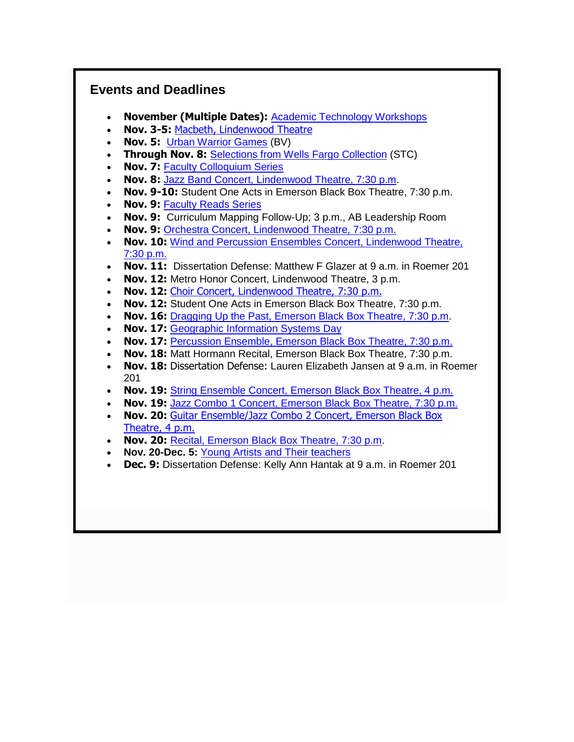## Events and Deadlines

- **November (Multiple Dates):** Academic Technology Workshops
- **Nov. 3-5:** Macbeth, Lindenwood Theatre
- **Nov. 5:** Urban Warrior Games (BV)
- **Through Nov. 8:** Selections from Wells Fargo Collection (STC)
- **Nov. 7:** Faculty Colloquium Series
- **Nov. 8:** Jazz Band Concert, Lindenwood Theatre, 7:30 p.m.
- **Nov. 9-10:** Student One Acts in Emerson Black Box Theatre, 7:30 p.m.
- **Nov. 9:** Faculty Reads Series
- **Nov. 9:** Curriculum Mapping Follow-Up; 3 p.m., AB Leadership Room
- **Nov. 9:** Orchestra Concert, Lindenwood Theatre, 7:30 p.m.
- **Nov. 10:** Wind and Percussion Ensembles Concert, Lindenwood Theatre, 7:30 p.m.
- **Nov. 11:** Dissertation Defense: Matthew F Glazer at 9 a.m. in Roemer 201
- **Nov. 12:** Metro Honor Concert, Lindenwood Theatre, 3 p.m.
- **Nov. 12:** Choir Concert, Lindenwood Theatre, 7:30 p.m.
- **Nov. 12:** Student One Acts in Emerson Black Box Theatre, 7:30 p.m.
- **Nov. 16:** Dragging Up the Past, Emerson Black Box Theatre, 7:30 p.m.
- **Nov. 17:** Geographic Information Systems Day
- **Nov. 17:** Percussion Ensemble, Emerson Black Box Theatre, 7:30 p.m.
- **Nov. 18:** Matt Hormann Recital, Emerson Black Box Theatre, 7:30 p.m.
- **Nov. 18:** Dissertation Defense: Lauren Elizabeth Jansen at 9 a.m. in Roemer 201
- **Nov. 19:** String Ensemble Concert, Emerson Black Box Theatre, 4 p.m.
- **Nov. 19:** Jazz Combo 1 Concert, Emerson Black Box Theatre, 7:30 p.m.
- **Nov. 20:** Guitar Ensemble/Jazz Combo 2 Concert, Emerson Black Box Theatre, 4 p.m.
- **Nov. 20:** Recital, Emerson Black Box Theatre, 7:30 p.m.
- **Nov. 20-Dec. 5:** Young Artists and Their teachers
- **Dec. 9:** Dissertation Defense: Kelly Ann Hantak at 9 a.m. in Roemer 201